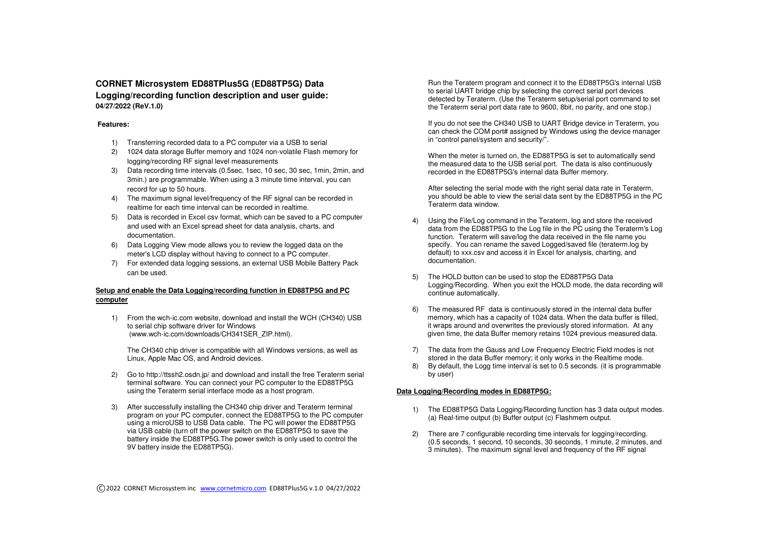# CORNET Microsystem ED88TPlus5G (ED88TP5G) Data Logging/recording function description and user guide:

**04/27/2022 (ReV.1.0)**

**Features:**

1) Transferring recorded data to a PC computer via a USB to serial
2) 1024 data storage Buffer memory and 1024 non-volatile Flash memory for logging/recording RF signal level measurements
3) Data recording time intervals (0.5sec, 1sec, 10 sec, 30 sec, 1min, 2min, and 3min.) are programmable. When using a 3 minute time interval, you can record for up to 50 hours.
4) The maximum signal level/frequency of the RF signal can be recorded in realtime for each time interval can be recorded in realtime.
5) Data is recorded in Excel csv format, which can be saved to a PC computer and used with an Excel spread sheet for data analysis, charts, and documentation.
6) Data Logging View mode allows you to review the logged data on the meter's LCD display without having to connect to a PC computer.
7) For extended data logging sessions, an external USB Mobile Battery Pack can be used.

## Setup and enable the Data Logging/recording function in ED88TP5G and PC computer

1) From the wch-ic.com website, download and install the WCH (CH340) USB to serial chip software driver for Windows (www.wch-ic.com/downloads/CH341SER_ZIP.html).

   The CH340 chip driver is compatible with all Windows versions, as well as Linux, Apple Mac OS, and Android devices.

2) Go to http://ttssh2.osdn.jp/ and download and install the free Teraterm serial terminal software. You can connect your PC computer to the ED88TP5G using the Teraterm serial interface mode as a host program.

3) After successfully installing the CH340 chip driver and Teraterm terminal program on your PC computer, connect the ED88TP5G to the PC computer using a microUSB to USB Data cable. The PC will power the ED88TP5G via USB cable (turn off the power switch on the ED88TP5G to save the battery inside the ED88TP5G.The power switch is only used to control the 9V battery inside the ED88TP5G).

   Run the Teraterm program and connect it to the ED88TP5G's internal USB to serial UART bridge chip by selecting the correct serial port devices detected by Teraterm. (Use the Teraterm setup/serial port command to set the Teraterm serial port data rate to 9600, 8bit, no parity, and one stop.)

   If you do not see the CH340 USB to UART Bridge device in Teraterm, you can check the COM port# assigned by Windows using the device manager in "control panel/system and security/".

   When the meter is turned on, the ED88TP5G is set to automatically send the measured data to the USB serial port. The data is also continuously recorded in the ED88TP5G's internal data Buffer memory.

   After selecting the serial mode with the right serial data rate in Teraterm, you should be able to view the serial data sent by the ED88TP5G in the PC Teraterm data window.

4) Using the File/Log command in the Teraterm, log and store the received data from the ED88TP5G to the Log file in the PC using the Teraterm's Log function. Teraterm will save/log the data received in the file name you specify. You can rename the saved Logged/saved file (teraterm.log by default) to xxx.csv and access it in Excel for analysis, charting, and documentation.

5) The HOLD button can be used to stop the ED88TP5G Data Logging/Recording. When you exit the HOLD mode, the data recording will continue automatically.

6) The measured RF data is continuously stored in the internal data buffer memory, which has a capacity of 1024 data. When the data buffer is filled, it wraps around and overwrites the previously stored information. At any given time, the data Buffer memory retains 1024 previous measured data.

7) The data from the Gauss and Low Frequency Electric Field modes is not stored in the data Buffer memory; it only works in the Realtime mode.
8) By default, the Logg time interval is set to 0.5 seconds. (it is programmable by user)

## Data Logging/Recording modes in ED88TP5G:

1) The ED88TP5G Data Logging/Recording function has 3 data output modes. (a) Real-time output (b) Buffer output (c) Flashmem output.

2) There are 7 configurable recording time intervals for logging/recording. (0.5 seconds, 1 second, 10 seconds, 30 seconds, 1 minute, 2 minutes, and 3 minutes). The maximum signal level and frequency of the RF signal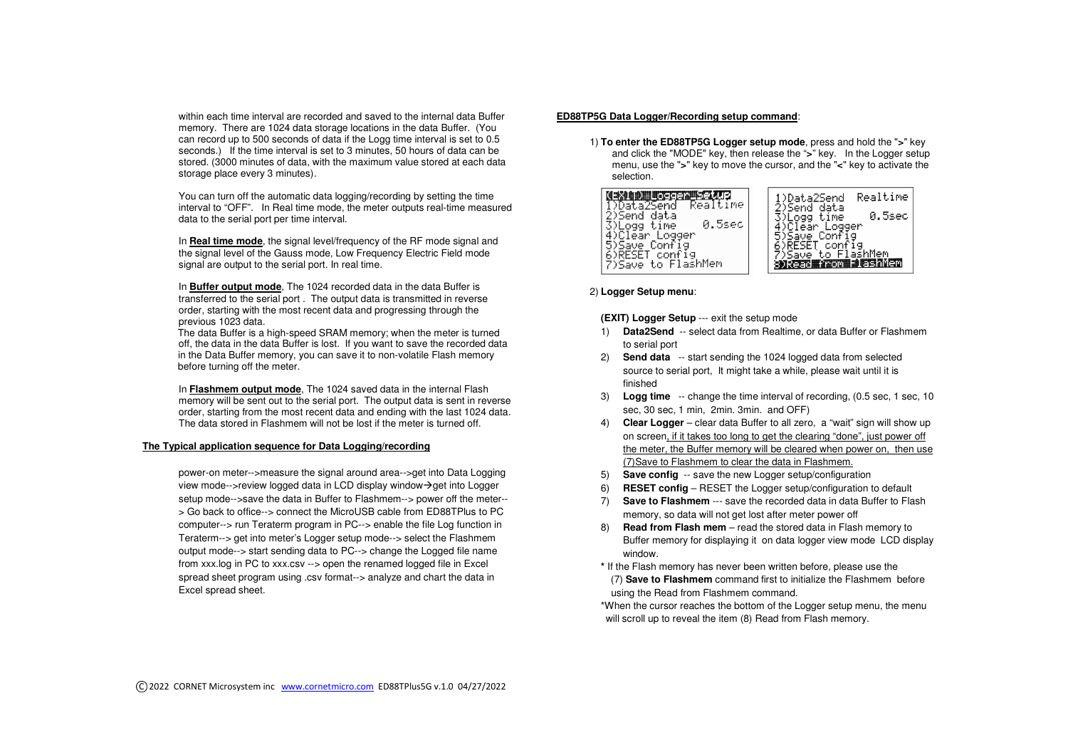within each time interval are recorded and saved to the internal data Buffer memory. There are 1024 data storage locations in the data Buffer. (You can record up to 500 seconds of data if the Logg time interval is set to 0.5 seconds.) If the time interval is set to 3 minutes, 50 hours of data can be stored. (3000 minutes of data, with the maximum value stored at each data storage place every 3 minutes).

You can turn off the automatic data logging/recording by setting the time interval to "OFF". In Real time mode, the meter outputs real-time measured data to the serial port per time interval.

In **Real time mode**, the signal level/frequency of the RF mode signal and the signal level of the Gauss mode, Low Frequency Electric Field mode signal are output to the serial port. In real time.

In **Buffer output mode**, The 1024 recorded data in the data Buffer is transferred to the serial port . The output data is transmitted in reverse order, starting with the most recent data and progressing through the previous 1023 data.
The data Buffer is a high-speed SRAM memory; when the meter is turned off, the data in the data Buffer is lost. If you want to save the recorded data in the Data Buffer memory, you can save it to non-volatile Flash memory before turning off the meter.

In **Flashmem output mode**, The 1024 saved data in the internal Flash memory will be sent out to the serial port. The output data is sent in reverse order, starting from the most recent data and ending with the last 1024 data. The data stored in Flashmem will not be lost if the meter is turned off.

**The Typical application sequence for Data Logging/recording**

power-on meter-->measure the signal around area-->get into Data Logging view mode-->review logged data in LCD display window→get into Logger setup mode-->save the data in Buffer to Flashmem--> power off the meter--> Go back to office--> connect the MicroUSB cable from ED88TPlus to PC computer--> run Teraterm program in PC--> enable the file Log function in Teraterm--> get into meter's Logger setup mode--> select the Flashmem output mode--> start sending data to PC--> change the Logged file name from xxx.log in PC to xxx.csv --> open the renamed logged file in Excel spread sheet program using .csv format--> analyze and chart the data in Excel spread sheet.

**ED88TP5G Data Logger/Recording setup command**:

1) **To enter the ED88TP5G Logger setup mode**, press and hold the ">" key and click the "MODE" key, then release the ">" key. In the Logger setup menu, use the ">" key to move the cursor, and the "<" key to activate the selection.

```
(EXIT) Logger Setup
1)Data2Send   Realtime
2)Send data
3)Logg time    0.5sec
4)Clear Logger
5)Save Config
6)RESET config
7)Save to FlashMem
```

```
1)Data2Send   Realtime
2)Send data
3)Logg time    0.5sec
4)Clear Logger
5)Save Config
6)RESET config
7)Save to FlashMem
8)Read from FlashMem
```

2) **Logger Setup menu**:

**(EXIT) Logger Setup** --- exit the setup mode

1) **Data2Send** -- select data from Realtime, or data Buffer or Flashmem to serial port
2) **Send data** -- start sending the 1024 logged data from selected source to serial port, It might take a while, please wait until it is finished
3) **Logg time** -- change the time interval of recording, (0.5 sec, 1 sec, 10 sec, 30 sec, 1 min, 2min. 3min. and OFF)
4) **Clear Logger** – clear data Buffer to all zero, a "wait" sign will show up on screen, if it takes too long to get the clearing "done", just power off the meter, the Buffer memory will be cleared when power on, then use (7)Save to Flashmem to clear the data in Flashmem.
5) **Save config** -- save the new Logger setup/configuration
6) **RESET config** – RESET the Logger setup/configuration to default
7) **Save to Flashmem** --- save the recorded data in data Buffer to Flash memory, so data will not get lost after meter power off
8) **Read from Flash mem** – read the stored data in Flash memory to Buffer memory for displaying it on data logger view mode LCD display window.

* If the Flash memory has never been written before, please use the (7) **Save to Flashmem** command first to initialize the Flashmem before using the Read from Flashmem command.

*When the cursor reaches the bottom of the Logger setup menu, the menu will scroll up to reveal the item (8) Read from Flash memory.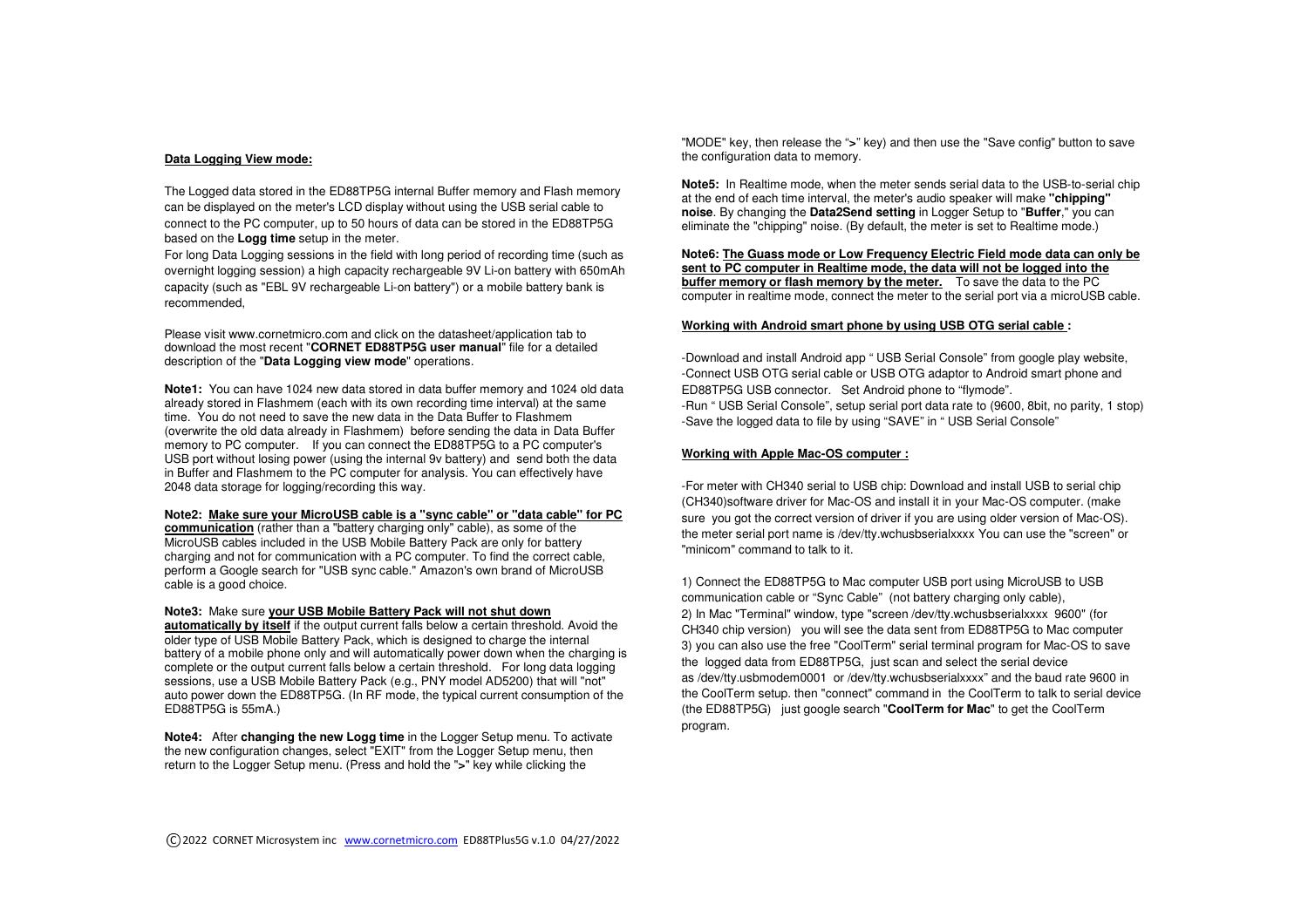**Data Logging View mode:**

The Logged data stored in the ED88TP5G internal Buffer memory and Flash memory can be displayed on the meter's LCD display without using the USB serial cable to connect to the PC computer, up to 50 hours of data can be stored in the ED88TP5G based on the **Logg time** setup in the meter.

For long Data Logging sessions in the field with long period of recording time (such as overnight logging session) a high capacity rechargeable 9V Li-on battery with 650mAh capacity (such as "EBL 9V rechargeable Li-on battery") or a mobile battery bank is recommended,

Please visit www.cornetmicro.com and click on the datasheet/application tab to download the most recent "**CORNET ED88TP5G user manual**" file for a detailed description of the "**Data Logging view mode**" operations.

**Note1:** You can have 1024 new data stored in data buffer memory and 1024 old data already stored in Flashmem (each with its own recording time interval) at the same time. You do not need to save the new data in the Data Buffer to Flashmem (overwrite the old data already in Flashmem) before sending the data in Data Buffer memory to PC computer. If you can connect the ED88TP5G to a PC computer's USB port without losing power (using the internal 9v battery) and send both the data in Buffer and Flashmem to the PC computer for analysis. You can effectively have 2048 data storage for logging/recording this way.

**Note2: Make sure your MicroUSB cable is a "sync cable" or "data cable" for PC communication** (rather than a "battery charging only" cable), as some of the MicroUSB cables included in the USB Mobile Battery Pack are only for battery charging and not for communication with a PC computer. To find the correct cable, perform a Google search for "USB sync cable." Amazon's own brand of MicroUSB cable is a good choice.

**Note3:** Make sure **your USB Mobile Battery Pack will not shut down automatically by itself** if the output current falls below a certain threshold. Avoid the older type of USB Mobile Battery Pack, which is designed to charge the internal battery of a mobile phone only and will automatically power down when the charging is complete or the output current falls below a certain threshold. For long data logging sessions, use a USB Mobile Battery Pack (e.g., PNY model AD5200) that will "not" auto power down the ED88TP5G. (In RF mode, the typical current consumption of the ED88TP5G is 55mA.)

**Note4:** After **changing the new Logg time** in the Logger Setup menu. To activate the new configuration changes, select "EXIT" from the Logger Setup menu, then return to the Logger Setup menu. (Press and hold the "**>**" key while clicking the "MODE" key, then release the "**>**" key) and then use the "Save config" button to save the configuration data to memory.

**Note5:** In Realtime mode, when the meter sends serial data to the USB-to-serial chip at the end of each time interval, the meter's audio speaker will make **"chipping" noise**. By changing the **Data2Send setting** in Logger Setup to "**Buffer**," you can eliminate the "chipping" noise. (By default, the meter is set to Realtime mode.)

**Note6: The Guass mode or Low Frequency Electric Field mode data can only be sent to PC computer in Realtime mode, the data will not be logged into the buffer memory or flash memory by the meter.** To save the data to the PC computer in realtime mode, connect the meter to the serial port via a microUSB cable.

**Working with Android smart phone by using USB OTG serial cable :**

-Download and install Android app " USB Serial Console" from google play website,
-Connect USB OTG serial cable or USB OTG adaptor to Android smart phone and ED88TP5G USB connector. Set Android phone to "flymode".
-Run " USB Serial Console", setup serial port data rate to (9600, 8bit, no parity, 1 stop)
-Save the logged data to file by using "SAVE" in " USB Serial Console"

**Working with Apple Mac-OS computer :**

-For meter with CH340 serial to USB chip: Download and install USB to serial chip (CH340)software driver for Mac-OS and install it in your Mac-OS computer. (make sure you got the correct version of driver if you are using older version of Mac-OS). the meter serial port name is /dev/tty.wchusbserialxxxx You can use the "screen" or "minicom" command to talk to it.

1) Connect the ED88TP5G to Mac computer USB port using MicroUSB to USB communication cable or "Sync Cable" (not battery charging only cable),
2) In Mac "Terminal" window, type "screen /dev/tty.wchusbserialxxxx 9600" (for CH340 chip version) you will see the data sent from ED88TP5G to Mac computer
3) you can also use the free "CoolTerm" serial terminal program for Mac-OS to save the logged data from ED88TP5G, just scan and select the serial device as /dev/tty.usbmodem0001 or /dev/tty.wchusbserialxxxx" and the baud rate 9600 in the CoolTerm setup. then "connect" command in the CoolTerm to talk to serial device (the ED88TP5G) just google search "**CoolTerm for Mac**" to get the CoolTerm program.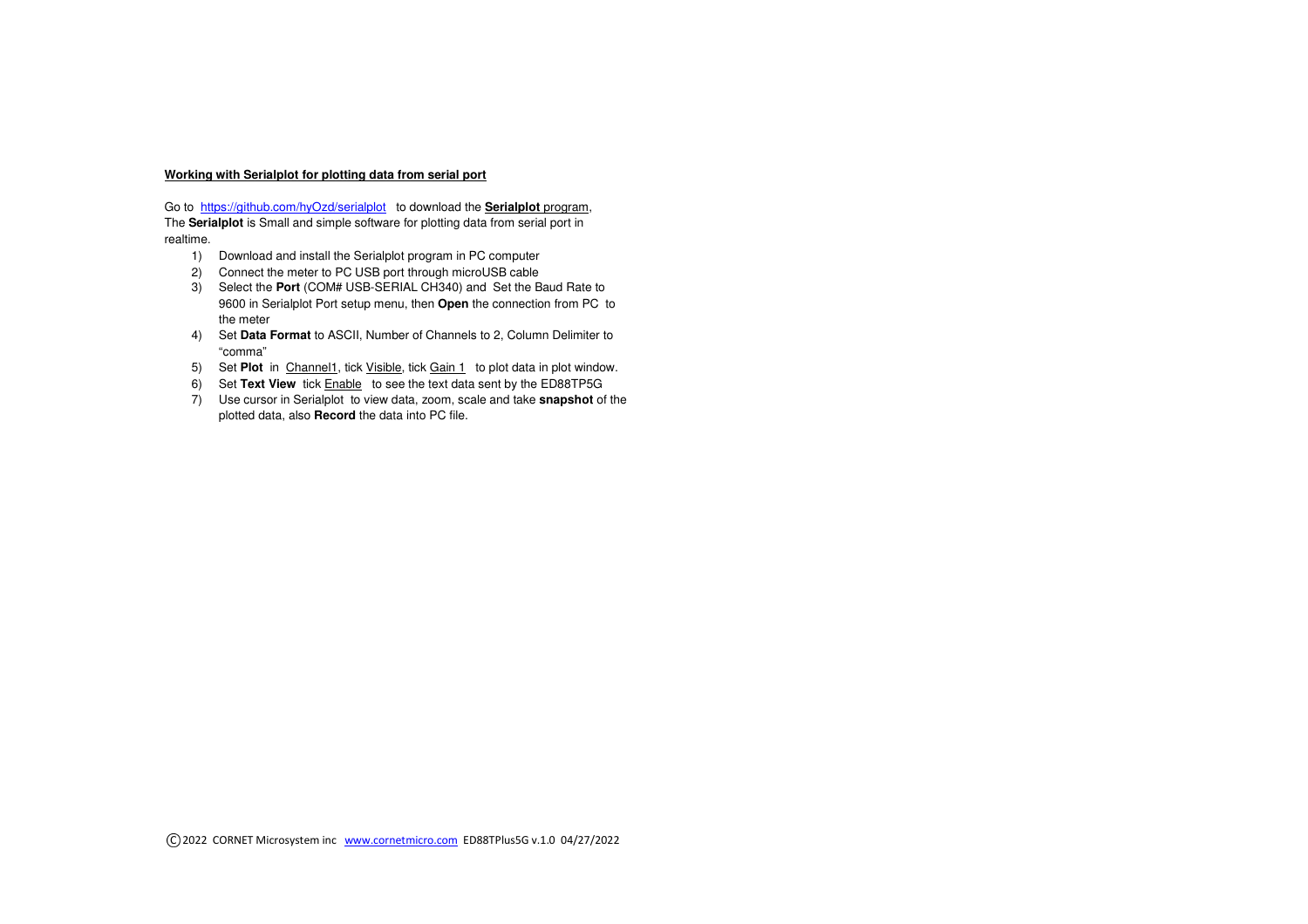**Working with Serialplot for plotting data from serial port**

Go to https://github.com/hyOzd/serialplot to download the **Serialplot** program,
The **Serialplot** is Small and simple software for plotting data from serial port in realtime.

1) Download and install the Serialplot program in PC computer
2) Connect the meter to PC USB port through microUSB cable
3) Select the **Port** (COM# USB-SERIAL CH340) and Set the Baud Rate to 9600 in Serialplot Port setup menu, then **Open** the connection from PC to the meter
4) Set **Data Format** to ASCII, Number of Channels to 2, Column Delimiter to "comma"
5) Set **Plot** in Channel1, tick Visible, tick Gain 1 to plot data in plot window.
6) Set **Text View** tick Enable to see the text data sent by the ED88TP5G
7) Use cursor in Serialplot to view data, zoom, scale and take **snapshot** of the plotted data, also **Record** the data into PC file.